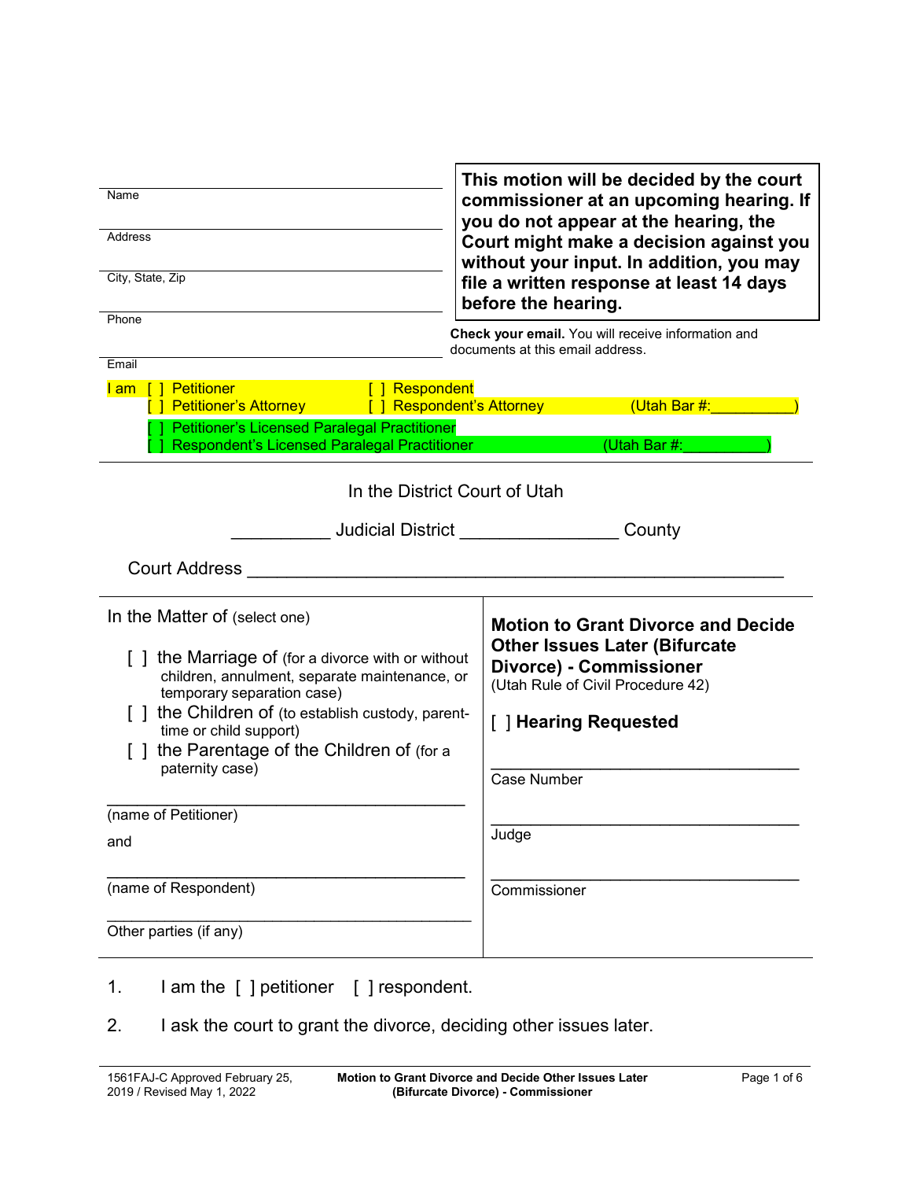Name

Address

City, State, Zip

Phone

Email

**This motion will be decided by the court commissioner at an upcoming hearing. If you do not appear at the hearing, the Court might make a decision against you without your input. In addition, you may file a written response at least 14 days before the hearing.**

**Check your email.** You will receive information and documents at this email address.

I am [ ] Petitioner [ ] Respondent
[ ] Petitioner's Attorney [ ] Respondent's Attorney (Utah Bar #:__________)
[ ] Petitioner's Licensed Paralegal Practitioner
[ ] Respondent's Licensed Paralegal Practitioner (Utah Bar #:__________)

In the District Court of Utah

__________ Judicial District ________________ County

Court Address ________________________________________________________

In the Matter of (select one)

[ ] the Marriage of (for a divorce with or without children, annulment, separate maintenance, or temporary separation case)
[ ] the Children of (to establish custody, parent-time or child support)
[ ] the Parentage of the Children of (for a paternity case)

________________________________________
(name of Petitioner)

and

________________________________________
(name of Respondent)

________________________________________
Other parties (if any)

**Motion to Grant Divorce and Decide Other Issues Later (Bifurcate Divorce) - Commissioner**
(Utah Rule of Civil Procedure 42)

[ ] **Hearing Requested**

________________________________
Case Number

________________________________
Judge

________________________________
Commissioner

1. I am the [ ] petitioner [ ] respondent.

2. I ask the court to grant the divorce, deciding other issues later.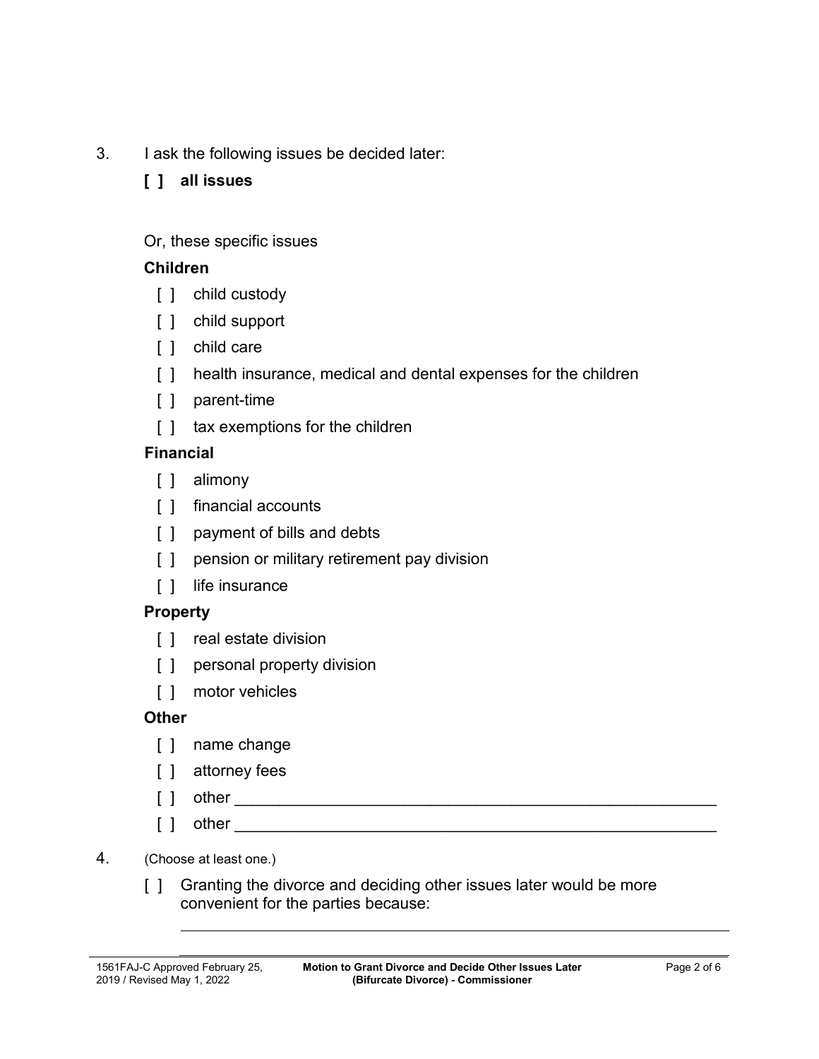3. I ask the following issues be decided later:

   **[ ] all issues**

   Or, these specific issues

   **Children**

   [ ] child custody
   [ ] child support
   [ ] child care
   [ ] health insurance, medical and dental expenses for the children
   [ ] parent-time
   [ ] tax exemptions for the children

   **Financial**

   [ ] alimony
   [ ] financial accounts
   [ ] payment of bills and debts
   [ ] pension or military retirement pay division
   [ ] life insurance

   **Property**

   [ ] real estate division
   [ ] personal property division
   [ ] motor vehicles

   **Other**

   [ ] name change
   [ ] attorney fees
   [ ] other ________________________________________________
   [ ] other ________________________________________________

4. (Choose at least one.)

   [ ] Granting the divorce and deciding other issues later would be more convenient for the parties because:

   ____________________________________________________________

   ____________________________________________________________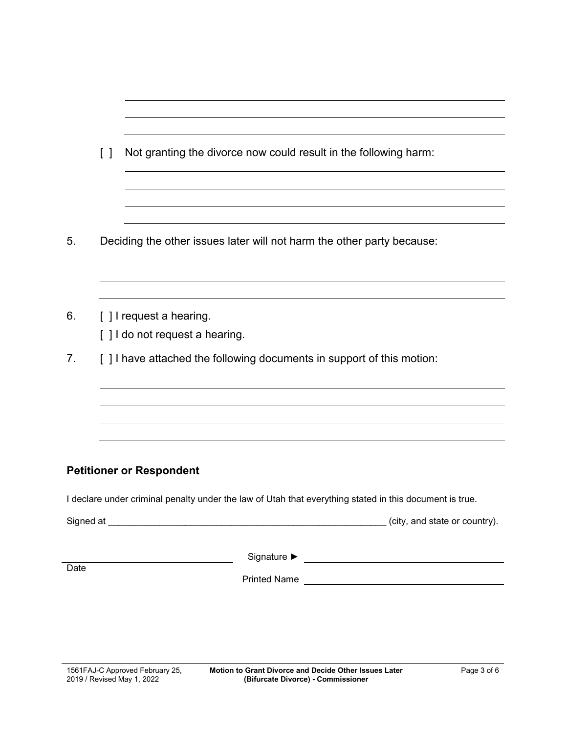[ ] Not granting the divorce now could result in the following harm:

5. Deciding the other issues later will not harm the other party because:

6. [ ] I request a hearing.

   [ ] I do not request a hearing.

7. [ ] I have attached the following documents in support of this motion:

**Petitioner or Respondent**

I declare under criminal penalty under the law of Utah that everything stated in this document is true.

Signed at ______________________________________________________ (city, and state or country).

Signature ► ______________________________

Date ______________________________

Printed Name ______________________________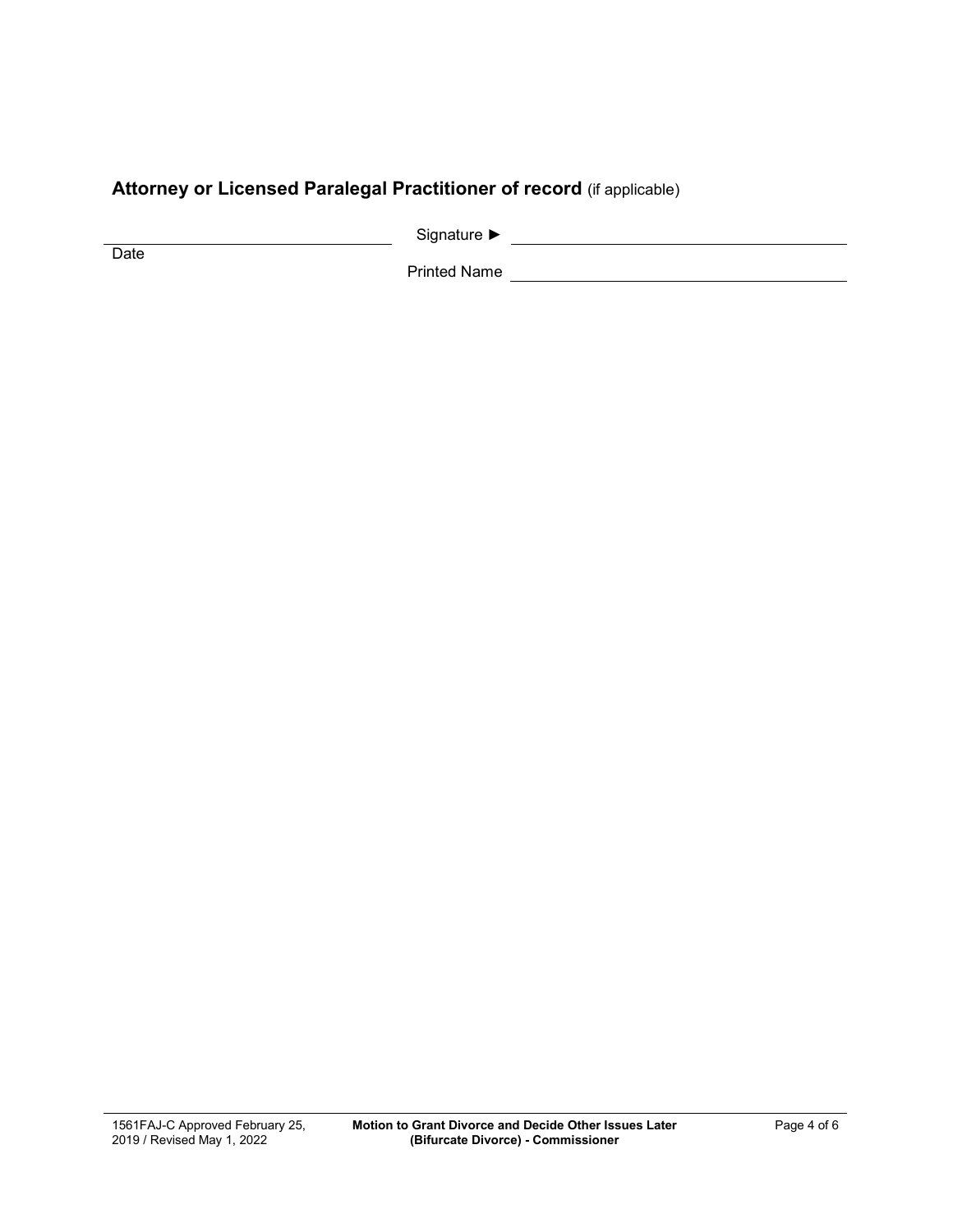## **Attorney or Licensed Paralegal Practitioner of record** (if applicable)

| | |
|---|---|
| ______________________________ | Signature ► ______________________________ |
| Date | Printed Name ______________________________ |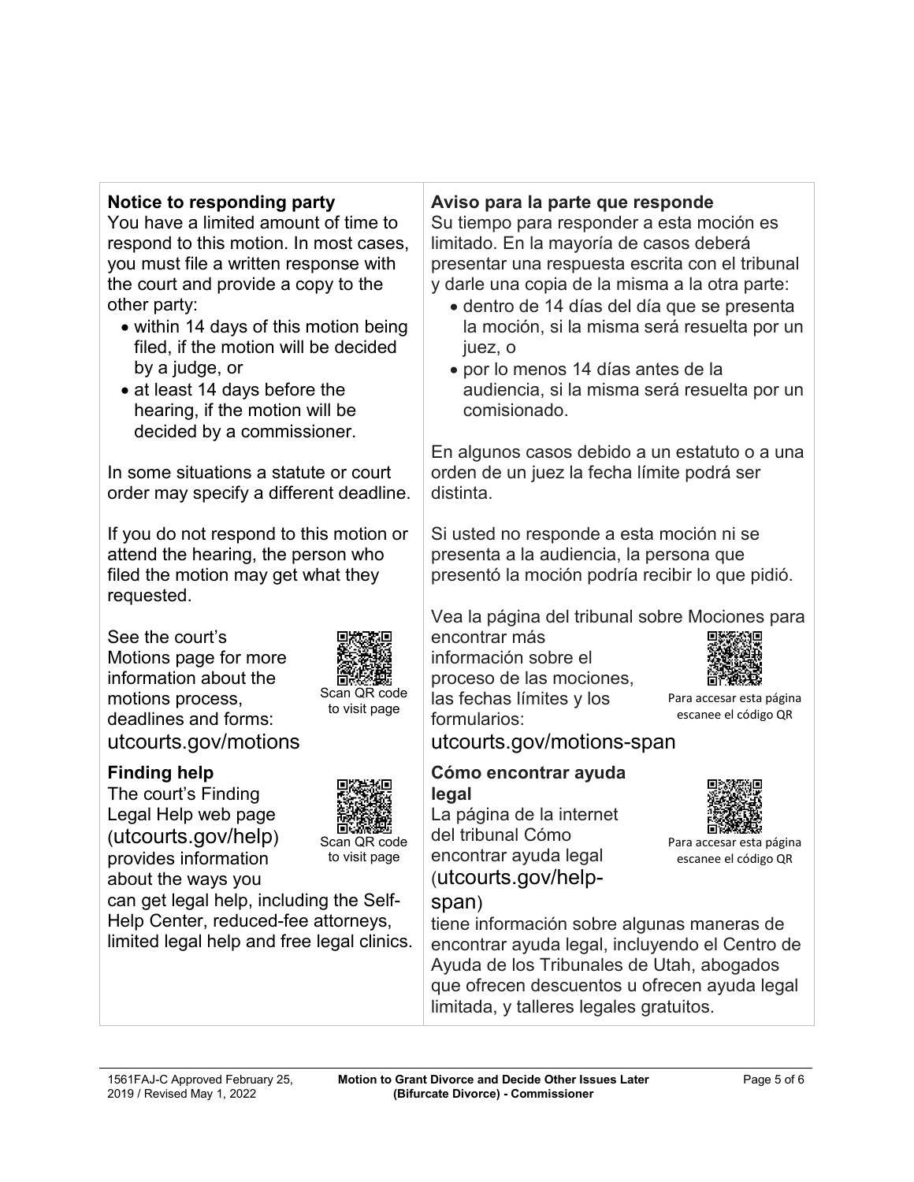**Notice to responding party**

You have a limited amount of time to respond to this motion. In most cases, you must file a written response with the court and provide a copy to the other party:

- within 14 days of this motion being filed, if the motion will be decided by a judge, or
- at least 14 days before the hearing, if the motion will be decided by a commissioner.

In some situations a statute or court order may specify a different deadline.

If you do not respond to this motion or attend the hearing, the person who filed the motion may get what they requested.

See the court's Motions page for more information about the motions process, deadlines and forms: utcourts.gov/motions

Scan QR code to visit page

**Finding help**

The court's Finding Legal Help web page (utcourts.gov/help) provides information about the ways you can get legal help, including the Self-Help Center, reduced-fee attorneys, limited legal help and free legal clinics.

Scan QR code to visit page

**Aviso para la parte que responde**

Su tiempo para responder a esta moción es limitado. En la mayoría de casos deberá presentar una respuesta escrita con el tribunal y darle una copia de la misma a la otra parte:

- dentro de 14 días del día que se presenta la moción, si la misma será resuelta por un juez, o
- por lo menos 14 días antes de la audiencia, si la misma será resuelta por un comisionado.

En algunos casos debido a un estatuto o a una orden de un juez la fecha límite podrá ser distinta.

Si usted no responde a esta moción ni se presenta a la audiencia, la persona que presentó la moción podría recibir lo que pidió.

Vea la página del tribunal sobre Mociones para encontrar más información sobre el proceso de las mociones, las fechas límites y los formularios: utcourts.gov/motions-span

Para accesar esta página escanee el código QR

**Cómo encontrar ayuda legal**

La página de la internet del tribunal Cómo encontrar ayuda legal (utcourts.gov/help-span) tiene información sobre algunas maneras de encontrar ayuda legal, incluyendo el Centro de Ayuda de los Tribunales de Utah, abogados que ofrecen descuentos u ofrecen ayuda legal limitada, y talleres legales gratuitos.

Para accesar esta página escanee el código QR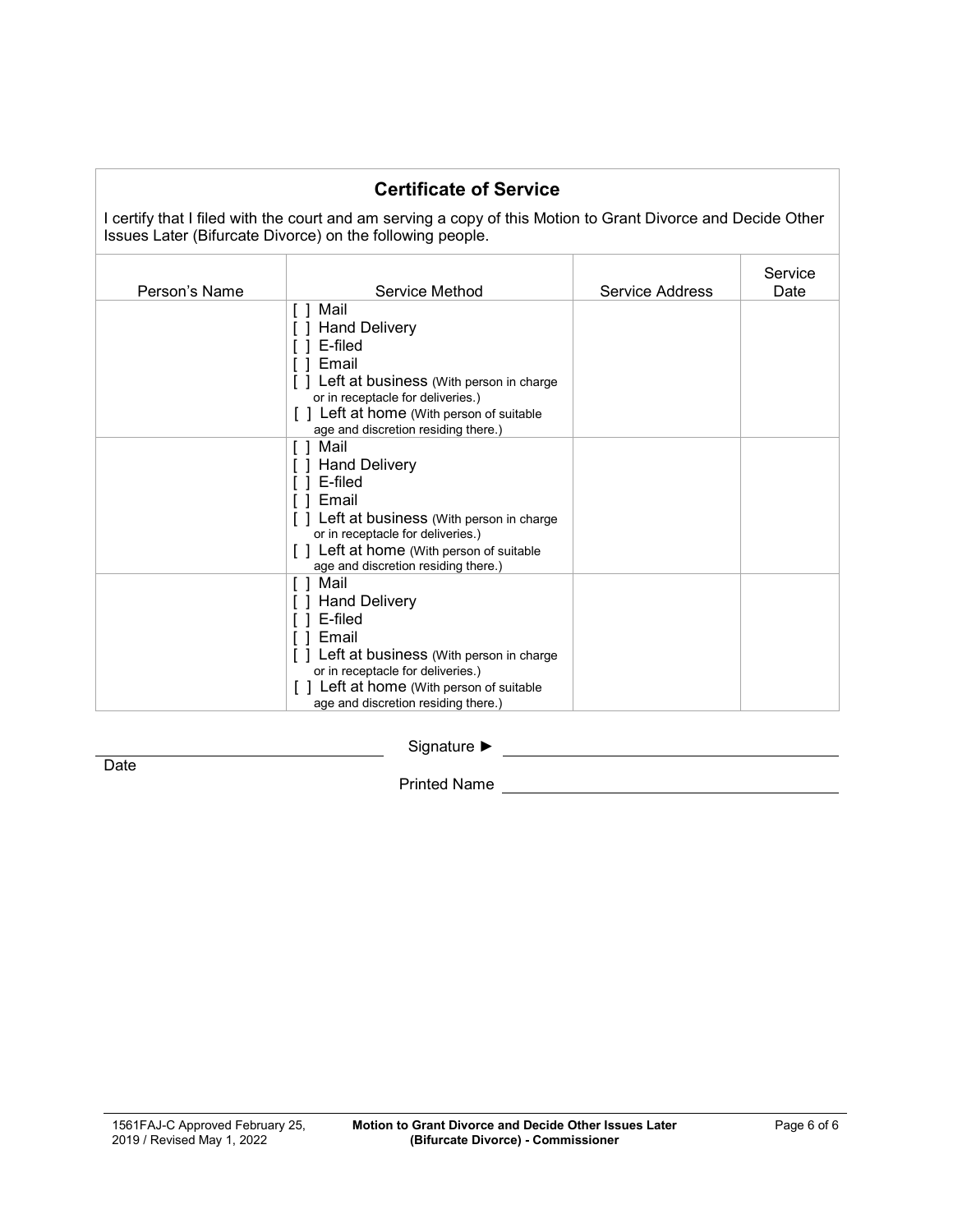## Certificate of Service

I certify that I filed with the court and am serving a copy of this Motion to Grant Divorce and Decide Other Issues Later (Bifurcate Divorce) on the following people.

| Person's Name | Service Method | Service Address | Service Date |
|---|---|---|---|
| | [ ] Mail<br>[ ] Hand Delivery<br>[ ] E-filed<br>[ ] Email<br>[ ] Left at business (With person in charge or in receptacle for deliveries.)<br>[ ] Left at home (With person of suitable age and discretion residing there.) | | |
| | [ ] Mail<br>[ ] Hand Delivery<br>[ ] E-filed<br>[ ] Email<br>[ ] Left at business (With person in charge or in receptacle for deliveries.)<br>[ ] Left at home (With person of suitable age and discretion residing there.) | | |
| | [ ] Mail<br>[ ] Hand Delivery<br>[ ] E-filed<br>[ ] Email<br>[ ] Left at business (With person in charge or in receptacle for deliveries.)<br>[ ] Left at home (With person of suitable age and discretion residing there.) | | |

_______________________________ Signature ► _______________________________

Date

Printed Name _______________________________

1561FAJ-C Approved February 25, 2019 / Revised May 1, 2022

**Motion to Grant Divorce and Decide Other Issues Later (Bifurcate Divorce) - Commissioner**